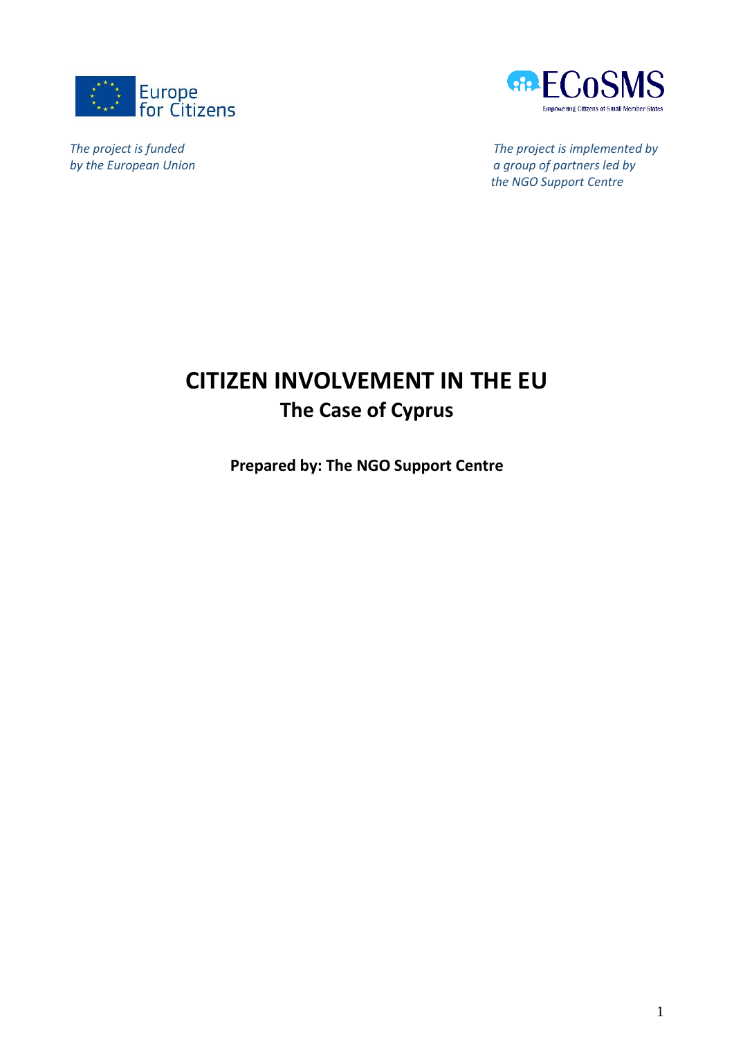Europe for Citizens

*The project is funded by the European Union*

ECoSMS

Empowering Citizens of Small Member States

*The project is implemented by a group of partners led by the NGO Support Centre*

# CITIZEN INVOLVEMENT IN THE EU

## The Case of Cyprus

**Prepared by: The NGO Support Centre**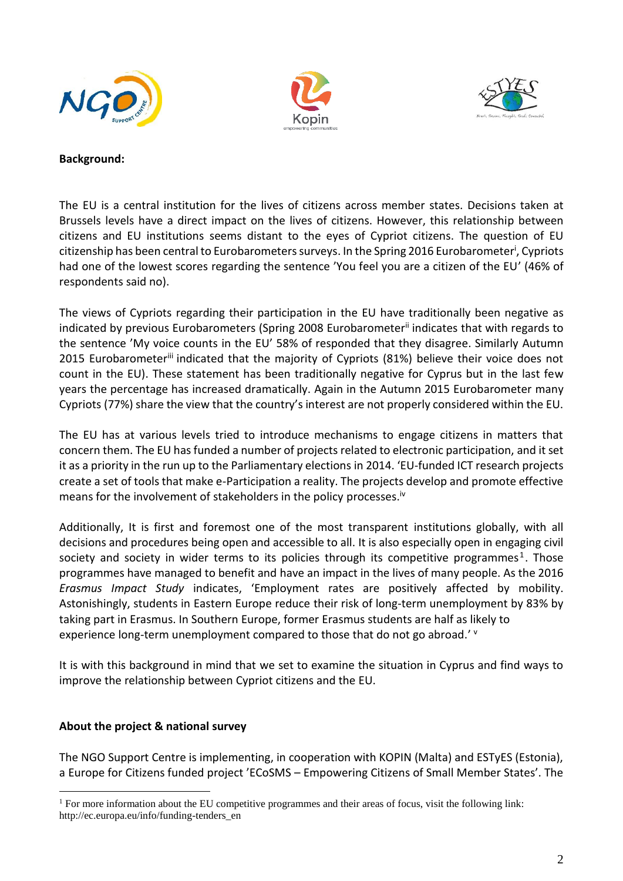**Background:**

The EU is a central institution for the lives of citizens across member states. Decisions taken at Brussels levels have a direct impact on the lives of citizens. However, this relationship between citizens and EU institutions seems distant to the eyes of Cypriot citizens. The question of EU citizenship has been central to Eurobarometers surveys. In the Spring 2016 Eurobarometer[i], Cypriots had one of the lowest scores regarding the sentence 'You feel you are a citizen of the EU' (46% of respondents said no).

The views of Cypriots regarding their participation in the EU have traditionally been negative as indicated by previous Eurobarometers (Spring 2008 Eurobarometer[ii] indicates that with regards to the sentence 'My voice counts in the EU' 58% of responded that they disagree. Similarly Autumn 2015 Eurobarometer[iii] indicated that the majority of Cypriots (81%) believe their voice does not count in the EU). These statement has been traditionally negative for Cyprus but in the last few years the percentage has increased dramatically. Again in the Autumn 2015 Eurobarometer many Cypriots (77%) share the view that the country's interest are not properly considered within the EU.

The EU has at various levels tried to introduce mechanisms to engage citizens in matters that concern them. The EU has funded a number of projects related to electronic participation, and it set it as a priority in the run up to the Parliamentary elections in 2014. 'EU-funded ICT research projects create a set of tools that make e-Participation a reality. The projects develop and promote effective means for the involvement of stakeholders in the policy processes.[iv]

Additionally, It is first and foremost one of the most transparent institutions globally, with all decisions and procedures being open and accessible to all. It is also especially open in engaging civil society and society in wider terms to its policies through its competitive programmes[1]. Those programmes have managed to benefit and have an impact in the lives of many people. As the 2016 *Erasmus Impact Study* indicates, 'Employment rates are positively affected by mobility. Astonishingly, students in Eastern Europe reduce their risk of long-term unemployment by 83% by taking part in Erasmus. In Southern Europe, former Erasmus students are half as likely to experience long-term unemployment compared to those that do not go abroad.' [v]

It is with this background in mind that we set to examine the situation in Cyprus and find ways to improve the relationship between Cypriot citizens and the EU.

**About the project & national survey**

The NGO Support Centre is implementing, in cooperation with KOPIN (Malta) and ESTyES (Estonia), a Europe for Citizens funded project 'ECoSMS – Empowering Citizens of Small Member States'. The

[1] For more information about the EU competitive programmes and their areas of focus, visit the following link: http://ec.europa.eu/info/funding-tenders_en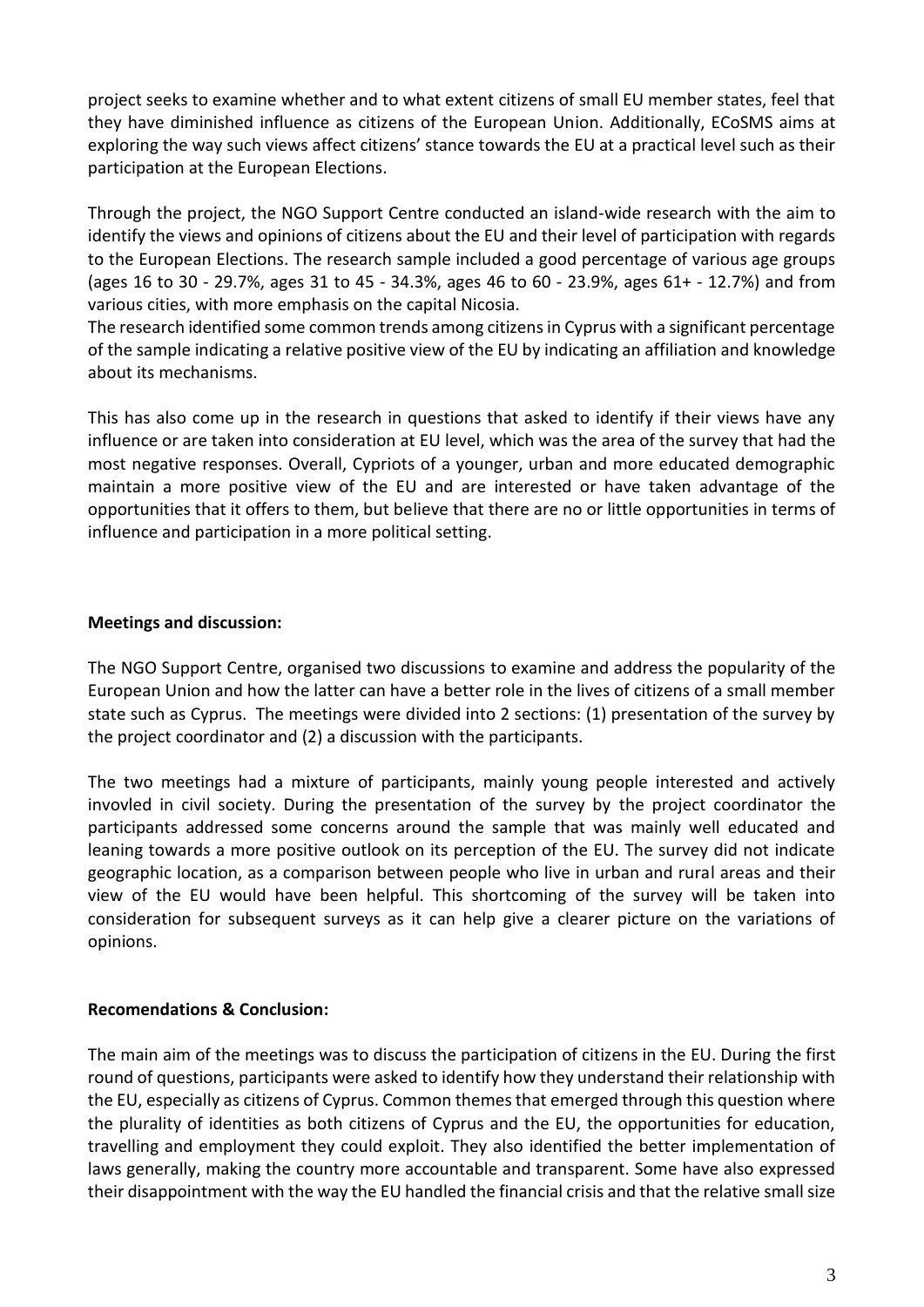project seeks to examine whether and to what extent citizens of small EU member states, feel that they have diminished influence as citizens of the European Union. Additionally, ECoSMS aims at exploring the way such views affect citizens' stance towards the EU at a practical level such as their participation at the European Elections.

Through the project, the NGO Support Centre conducted an island-wide research with the aim to identify the views and opinions of citizens about the EU and their level of participation with regards to the European Elections. The research sample included a good percentage of various age groups (ages 16 to 30 - 29.7%, ages 31 to 45 - 34.3%, ages 46 to 60 - 23.9%, ages 61+ - 12.7%) and from various cities, with more emphasis on the capital Nicosia.

The research identified some common trends among citizens in Cyprus with a significant percentage of the sample indicating a relative positive view of the EU by indicating an affiliation and knowledge about its mechanisms.

This has also come up in the research in questions that asked to identify if their views have any influence or are taken into consideration at EU level, which was the area of the survey that had the most negative responses. Overall, Cypriots of a younger, urban and more educated demographic maintain a more positive view of the EU and are interested or have taken advantage of the opportunities that it offers to them, but believe that there are no or little opportunities in terms of influence and participation in a more political setting.

**Meetings and discussion:**

The NGO Support Centre, organised two discussions to examine and address the popularity of the European Union and how the latter can have a better role in the lives of citizens of a small member state such as Cyprus. The meetings were divided into 2 sections: (1) presentation of the survey by the project coordinator and (2) a discussion with the participants.

The two meetings had a mixture of participants, mainly young people interested and actively invovled in civil society. During the presentation of the survey by the project coordinator the participants addressed some concerns around the sample that was mainly well educated and leaning towards a more positive outlook on its perception of the EU. The survey did not indicate geographic location, as a comparison between people who live in urban and rural areas and their view of the EU would have been helpful. This shortcoming of the survey will be taken into consideration for subsequent surveys as it can help give a clearer picture on the variations of opinions.

**Recomendations & Conclusion:**

The main aim of the meetings was to discuss the participation of citizens in the EU. During the first round of questions, participants were asked to identify how they understand their relationship with the EU, especially as citizens of Cyprus. Common themes that emerged through this question where the plurality of identities as both citizens of Cyprus and the EU, the opportunities for education, travelling and employment they could exploit. They also identified the better implementation of laws generally, making the country more accountable and transparent. Some have also expressed their disappointment with the way the EU handled the financial crisis and that the relative small size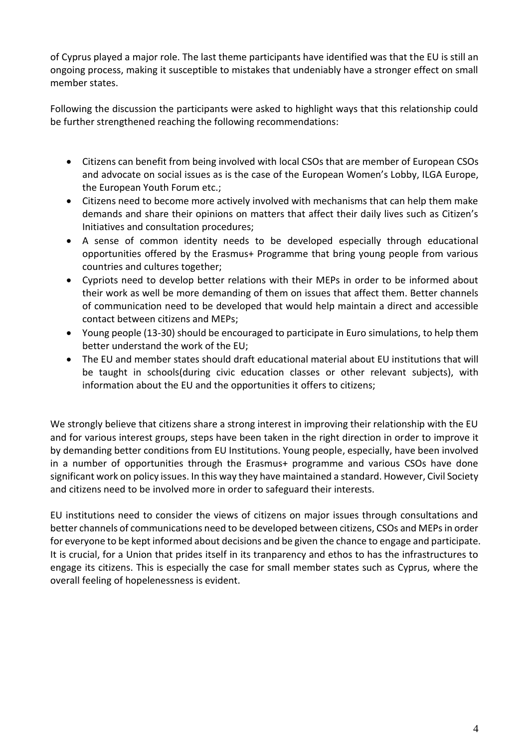of Cyprus played a major role. The last theme participants have identified was that the EU is still an ongoing process, making it susceptible to mistakes that undeniably have a stronger effect on small member states.

Following the discussion the participants were asked to highlight ways that this relationship could be further strengthened reaching the following recommendations:

- Citizens can benefit from being involved with local CSOs that are member of European CSOs and advocate on social issues as is the case of the European Women's Lobby, ILGA Europe, the European Youth Forum etc.;
- Citizens need to become more actively involved with mechanisms that can help them make demands and share their opinions on matters that affect their daily lives such as Citizen's Initiatives and consultation procedures;
- A sense of common identity needs to be developed especially through educational opportunities offered by the Erasmus+ Programme that bring young people from various countries and cultures together;
- Cypriots need to develop better relations with their MEPs in order to be informed about their work as well be more demanding of them on issues that affect them. Better channels of communication need to be developed that would help maintain a direct and accessible contact between citizens and MEPs;
- Young people (13-30) should be encouraged to participate in Euro simulations, to help them better understand the work of the EU;
- The EU and member states should draft educational material about EU institutions that will be taught in schools(during civic education classes or other relevant subjects), with information about the EU and the opportunities it offers to citizens;

We strongly believe that citizens share a strong interest in improving their relationship with the EU and for various interest groups, steps have been taken in the right direction in order to improve it by demanding better conditions from EU Institutions. Young people, especially, have been involved in a number of opportunities through the Erasmus+ programme and various CSOs have done significant work on policy issues. In this way they have maintained a standard. However, Civil Society and citizens need to be involved more in order to safeguard their interests.

EU institutions need to consider the views of citizens on major issues through consultations and better channels of communications need to be developed between citizens, CSOs and MEPs in order for everyone to be kept informed about decisions and be given the chance to engage and participate. It is crucial, for a Union that prides itself in its tranparency and ethos to has the infrastructures to engage its citizens. This is especially the case for small member states such as Cyprus, where the overall feeling of hopelenessness is evident.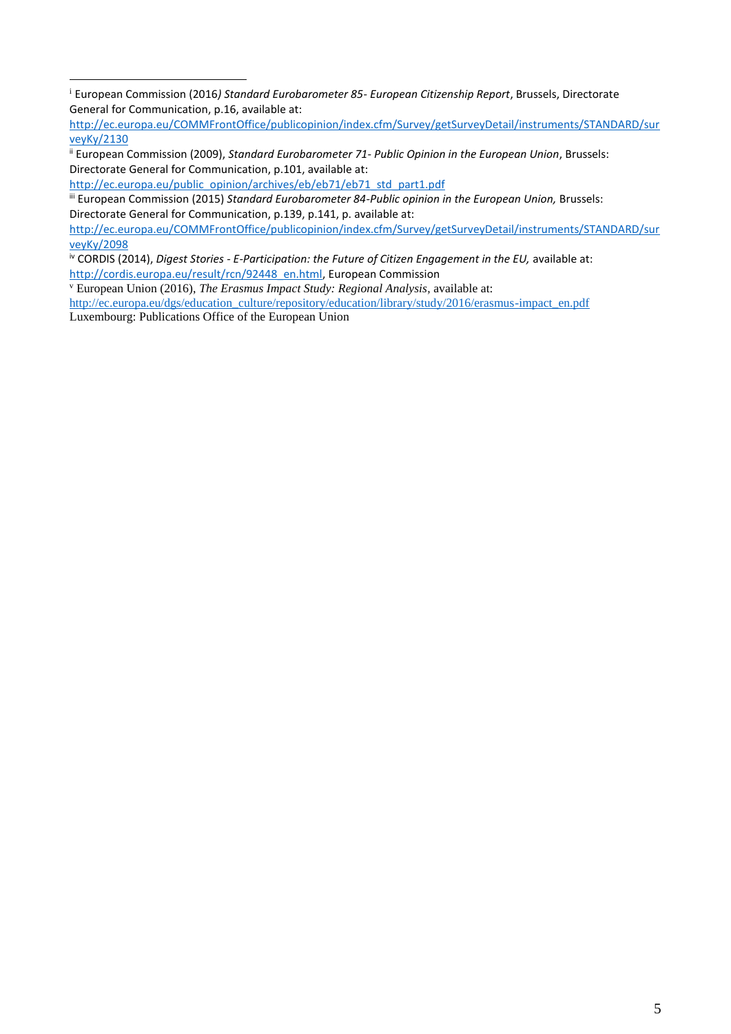[i] European Commission (2016*) Standard Eurobarometer 85- European Citizenship Report*, Brussels, Directorate General for Communication, p.16, available at: http://ec.europa.eu/COMMFrontOffice/publicopinion/index.cfm/Survey/getSurveyDetail/instruments/STANDARD/surveyKy/2130

[ii] European Commission (2009), *Standard Eurobarometer 71- Public Opinion in the European Union*, Brussels: Directorate General for Communication, p.101, available at: http://ec.europa.eu/public_opinion/archives/eb/eb71/eb71_std_part1.pdf

[iii] European Commission (2015) *Standard Eurobarometer 84-Public opinion in the European Union,* Brussels: Directorate General for Communication, p.139, p.141, p. available at: http://ec.europa.eu/COMMFrontOffice/publicopinion/index.cfm/Survey/getSurveyDetail/instruments/STANDARD/surveyKy/2098

[iv] CORDIS (2014), *Digest Stories - E-Participation: the Future of Citizen Engagement in the EU,* available at: http://cordis.europa.eu/result/rcn/92448_en.html, European Commission

[v] European Union (2016), *The Erasmus Impact Study: Regional Analysis*, available at: http://ec.europa.eu/dgs/education_culture/repository/education/library/study/2016/erasmus-impact_en.pdf Luxembourg: Publications Office of the European Union